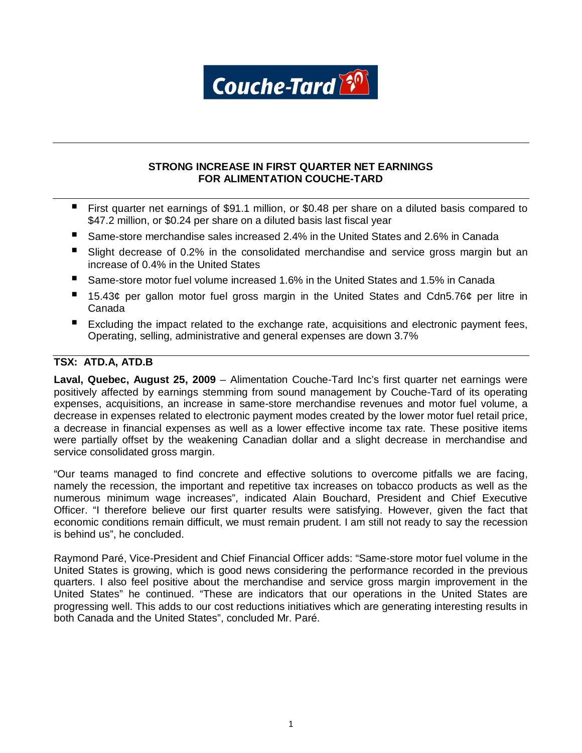Couche-Tard

**STRONG INCREASE IN FIRST QUARTER NET EARNINGS FOR ALIMENTATION COUCHE-TARD**

- First quarter net earnings of $91.1 million, or $0.48 per share on a diluted basis compared to $47.2 million, or $0.24 per share on a diluted basis last fiscal year
- Same-store merchandise sales increased 2.4% in the United States and 2.6% in Canada
- Slight decrease of 0.2% in the consolidated merchandise and service gross margin but an increase of 0.4% in the United States
- Same-store motor fuel volume increased 1.6% in the United States and 1.5% in Canada
- 15.43¢ per gallon motor fuel gross margin in the United States and Cdn5.76¢ per litre in Canada
- Excluding the impact related to the exchange rate, acquisitions and electronic payment fees, Operating, selling, administrative and general expenses are down 3.7%

**TSX: ATD.A, ATD.B**

**Laval, Quebec, August 25, 2009** – Alimentation Couche-Tard Inc's first quarter net earnings were positively affected by earnings stemming from sound management by Couche-Tard of its operating expenses, acquisitions, an increase in same-store merchandise revenues and motor fuel volume, a decrease in expenses related to electronic payment modes created by the lower motor fuel retail price, a decrease in financial expenses as well as a lower effective income tax rate. These positive items were partially offset by the weakening Canadian dollar and a slight decrease in merchandise and service consolidated gross margin.

"Our teams managed to find concrete and effective solutions to overcome pitfalls we are facing, namely the recession, the important and repetitive tax increases on tobacco products as well as the numerous minimum wage increases", indicated Alain Bouchard, President and Chief Executive Officer. "I therefore believe our first quarter results were satisfying. However, given the fact that economic conditions remain difficult, we must remain prudent. I am still not ready to say the recession is behind us", he concluded.

Raymond Paré, Vice-President and Chief Financial Officer adds: "Same-store motor fuel volume in the United States is growing, which is good news considering the performance recorded in the previous quarters. I also feel positive about the merchandise and service gross margin improvement in the United States" he continued. "These are indicators that our operations in the United States are progressing well. This adds to our cost reductions initiatives which are generating interesting results in both Canada and the United States", concluded Mr. Paré.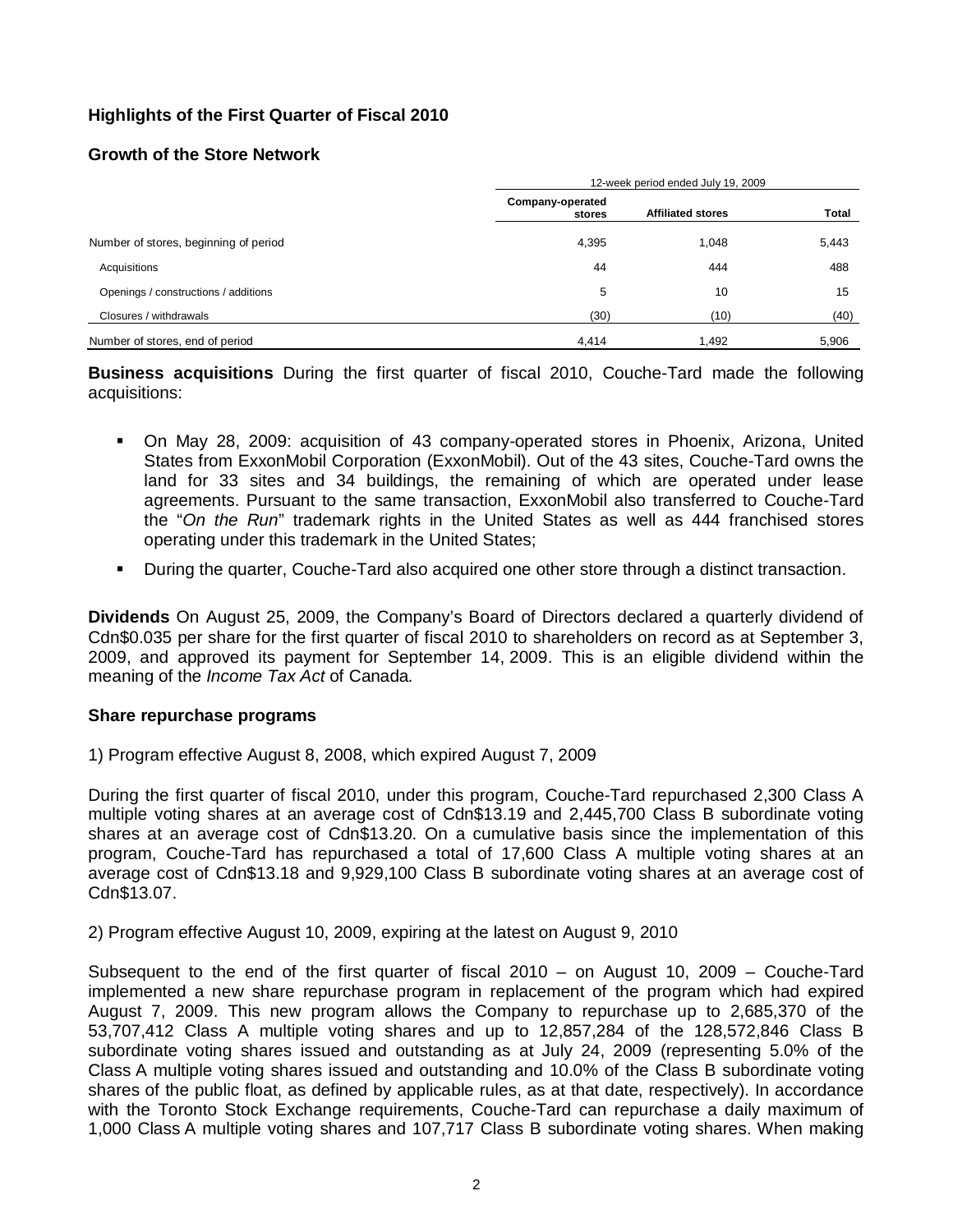## Highlights of the First Quarter of Fiscal 2010

### Growth of the Store Network

| | 12-week period ended July 19, 2009 | | |
|---|---|---|---|
| | Company-operated stores | Affiliated stores | Total |
| Number of stores, beginning of period | 4,395 | 1,048 | 5,443 |
| Acquisitions | 44 | 444 | 488 |
| Openings / constructions / additions | 5 | 10 | 15 |
| Closures / withdrawals | (30) | (10) | (40) |
| Number of stores, end of period | 4,414 | 1,492 | 5,906 |

**Business acquisitions** During the first quarter of fiscal 2010, Couche-Tard made the following acquisitions:

- On May 28, 2009: acquisition of 43 company-operated stores in Phoenix, Arizona, United States from ExxonMobil Corporation (ExxonMobil). Out of the 43 sites, Couche-Tard owns the land for 33 sites and 34 buildings, the remaining of which are operated under lease agreements. Pursuant to the same transaction, ExxonMobil also transferred to Couche-Tard the "*On the Run*" trademark rights in the United States as well as 444 franchised stores operating under this trademark in the United States;
- During the quarter, Couche-Tard also acquired one other store through a distinct transaction.

**Dividends** On August 25, 2009, the Company's Board of Directors declared a quarterly dividend of Cdn$0.035 per share for the first quarter of fiscal 2010 to shareholders on record as at September 3, 2009, and approved its payment for September 14, 2009. This is an eligible dividend within the meaning of the *Income Tax Act* of Canada.

**Share repurchase programs**

1) Program effective August 8, 2008, which expired August 7, 2009

During the first quarter of fiscal 2010, under this program, Couche-Tard repurchased 2,300 Class A multiple voting shares at an average cost of Cdn$13.19 and 2,445,700 Class B subordinate voting shares at an average cost of Cdn$13.20. On a cumulative basis since the implementation of this program, Couche-Tard has repurchased a total of 17,600 Class A multiple voting shares at an average cost of Cdn$13.18 and 9,929,100 Class B subordinate voting shares at an average cost of Cdn$13.07.

2) Program effective August 10, 2009, expiring at the latest on August 9, 2010

Subsequent to the end of the first quarter of fiscal 2010 – on August 10, 2009 – Couche-Tard implemented a new share repurchase program in replacement of the program which had expired August 7, 2009. This new program allows the Company to repurchase up to 2,685,370 of the 53,707,412 Class A multiple voting shares and up to 12,857,284 of the 128,572,846 Class B subordinate voting shares issued and outstanding as at July 24, 2009 (representing 5.0% of the Class A multiple voting shares issued and outstanding and 10.0% of the Class B subordinate voting shares of the public float, as defined by applicable rules, as at that date, respectively). In accordance with the Toronto Stock Exchange requirements, Couche-Tard can repurchase a daily maximum of 1,000 Class A multiple voting shares and 107,717 Class B subordinate voting shares. When making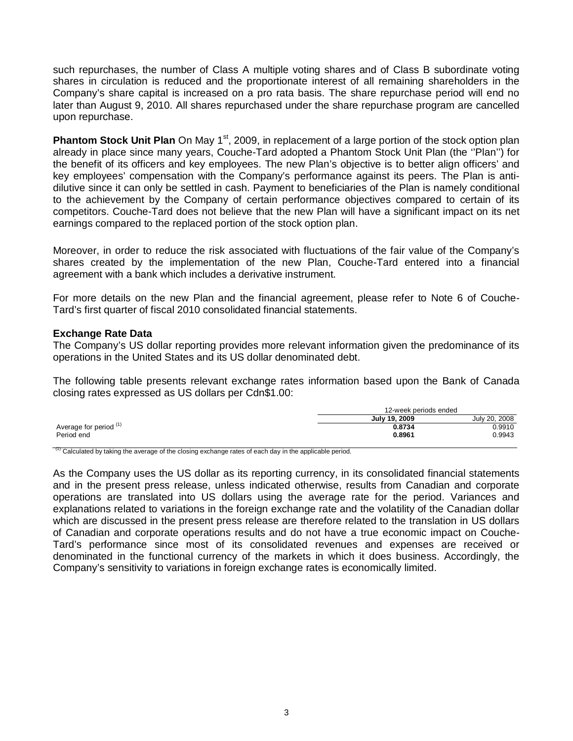such repurchases, the number of Class A multiple voting shares and of Class B subordinate voting shares in circulation is reduced and the proportionate interest of all remaining shareholders in the Company's share capital is increased on a pro rata basis. The share repurchase period will end no later than August 9, 2010. All shares repurchased under the share repurchase program are cancelled upon repurchase.

**Phantom Stock Unit Plan** On May 1st, 2009, in replacement of a large portion of the stock option plan already in place since many years, Couche-Tard adopted a Phantom Stock Unit Plan (the ''Plan'') for the benefit of its officers and key employees. The new Plan's objective is to better align officers' and key employees' compensation with the Company's performance against its peers. The Plan is anti-dilutive since it can only be settled in cash. Payment to beneficiaries of the Plan is namely conditional to the achievement by the Company of certain performance objectives compared to certain of its competitors. Couche-Tard does not believe that the new Plan will have a significant impact on its net earnings compared to the replaced portion of the stock option plan.

Moreover, in order to reduce the risk associated with fluctuations of the fair value of the Company's shares created by the implementation of the new Plan, Couche-Tard entered into a financial agreement with a bank which includes a derivative instrument.

For more details on the new Plan and the financial agreement, please refer to Note 6 of Couche-Tard's first quarter of fiscal 2010 consolidated financial statements.

**Exchange Rate Data**

The Company's US dollar reporting provides more relevant information given the predominance of its operations in the United States and its US dollar denominated debt.

The following table presents relevant exchange rates information based upon the Bank of Canada closing rates expressed as US dollars per Cdn$1.00:

| | 12-week periods ended | |
|---|---|---|
| | **July 19, 2009** | July 20, 2008 |
| Average for period [(1)] | **0.8734** | 0.9910 |
| Period end | **0.8961** | 0.9943 |

[(1)] Calculated by taking the average of the closing exchange rates of each day in the applicable period.

As the Company uses the US dollar as its reporting currency, in its consolidated financial statements and in the present press release, unless indicated otherwise, results from Canadian and corporate operations are translated into US dollars using the average rate for the period. Variances and explanations related to variations in the foreign exchange rate and the volatility of the Canadian dollar which are discussed in the present press release are therefore related to the translation in US dollars of Canadian and corporate operations results and do not have a true economic impact on Couche-Tard's performance since most of its consolidated revenues and expenses are received or denominated in the functional currency of the markets in which it does business. Accordingly, the Company's sensitivity to variations in foreign exchange rates is economically limited.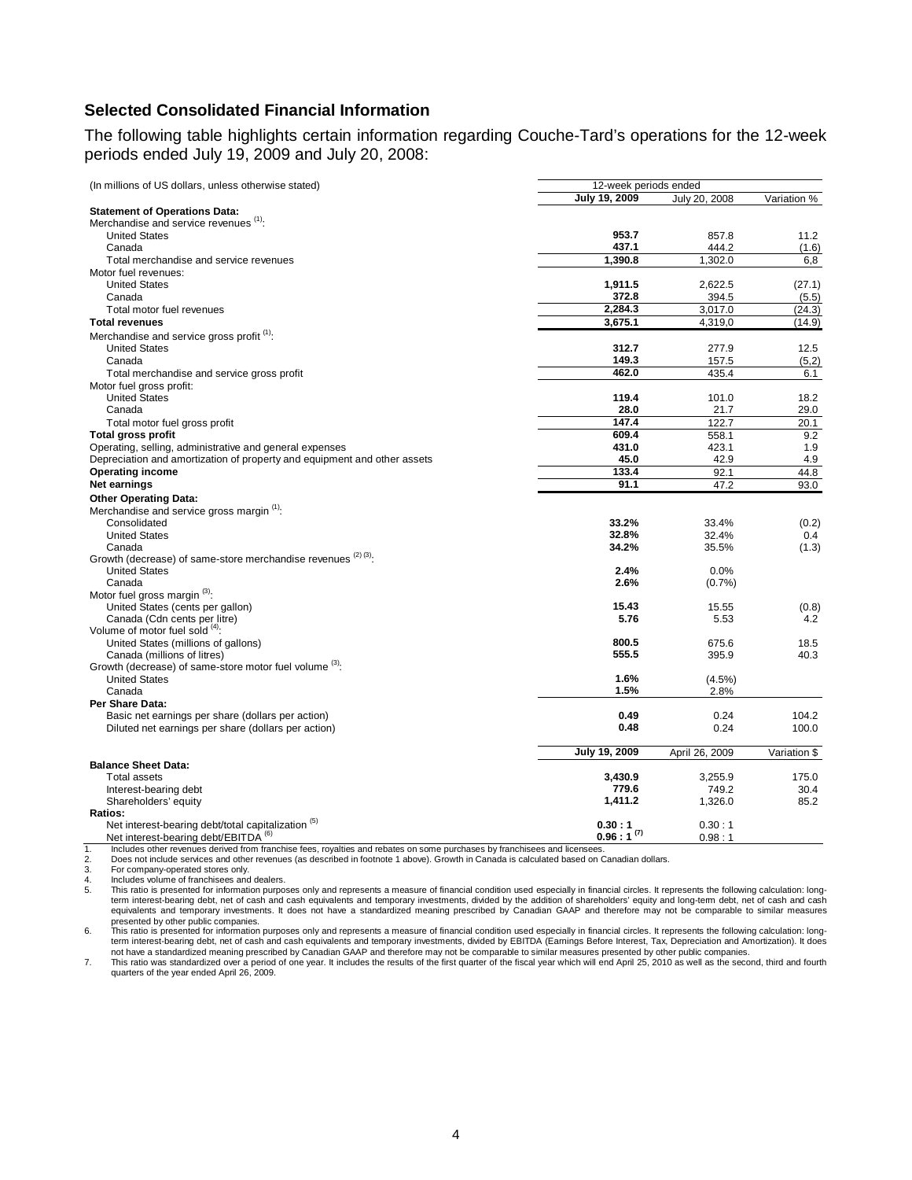## Selected Consolidated Financial Information

The following table highlights certain information regarding Couche-Tard's operations for the 12-week periods ended July 19, 2009 and July 20, 2008:

| (In millions of US dollars, unless otherwise stated) | 12-week periods ended | | |
|---|---|---|---|
| | **July 19, 2009** | July 20, 2008 | Variation % |
| **Statement of Operations Data:** | | | |
| Merchandise and service revenues [(1)]: | | | |
| United States | **953.7** | 857.8 | 11.2 |
| Canada | **437.1** | 444.2 | (1.6) |
| Total merchandise and service revenues | **1,390.8** | 1,302.0 | 6,8 |
| Motor fuel revenues: | | | |
| United States | **1,911.5** | 2,622.5 | (27.1) |
| Canada | **372.8** | 394.5 | (5.5) |
| Total motor fuel revenues | **2,284.3** | 3,017.0 | (24.3) |
| **Total revenues** | **3,675.1** | 4,319,0 | (14.9) |
| Merchandise and service gross profit [(1)]: | | | |
| United States | **312.7** | 277.9 | 12.5 |
| Canada | **149.3** | 157.5 | (5,2) |
| Total merchandise and service gross profit | **462.0** | 435.4 | 6.1 |
| Motor fuel gross profit: | | | |
| United States | **119.4** | 101.0 | 18.2 |
| Canada | **28.0** | 21.7 | 29.0 |
| Total motor fuel gross profit | **147.4** | 122.7 | 20.1 |
| **Total gross profit** | **609.4** | 558.1 | 9.2 |
| Operating, selling, administrative and general expenses | **431.0** | 423.1 | 1.9 |
| Depreciation and amortization of property and equipment and other assets | **45.0** | 42.9 | 4.9 |
| **Operating income** | **133.4** | 92.1 | 44.8 |
| **Net earnings** | **91.1** | 47.2 | 93.0 |
| **Other Operating Data:** | | | |
| Merchandise and service gross margin [(1)]: | | | |
| Consolidated | **33.2%** | 33.4% | (0.2) |
| United States | **32.8%** | 32.4% | 0.4 |
| Canada | **34.2%** | 35.5% | (1.3) |
| Growth (decrease) of same-store merchandise revenues [(2) (3)]: | | | |
| United States | **2.4%** | 0.0% | |
| Canada | **2.6%** | (0.7%) | |
| Motor fuel gross margin [(3)]: | | | |
| United States (cents per gallon) | **15.43** | 15.55 | (0.8) |
| Canada (Cdn cents per litre) | **5.76** | 5.53 | 4.2 |
| Volume of motor fuel sold [(4)]: | | | |
| United States (millions of gallons) | **800.5** | 675.6 | 18.5 |
| Canada (millions of litres) | **555.5** | 395.9 | 40.3 |
| Growth (decrease) of same-store motor fuel volume [(3)]: | | | |
| United States | **1.6%** | (4.5%) | |
| Canada | **1.5%** | 2.8% | |
| **Per Share Data:** | | | |
| Basic net earnings per share (dollars per action) | **0.49** | 0.24 | 104.2 |
| Diluted net earnings per share (dollars per action) | **0.48** | 0.24 | 100.0 |
| | **July 19, 2009** | April 26, 2009 | Variation $ |
| **Balance Sheet Data:** | | | |
| Total assets | **3,430.9** | 3,255.9 | 175.0 |
| Interest-bearing debt | **779.6** | 749.2 | 30.4 |
| Shareholders' equity | **1,411.2** | 1,326.0 | 85.2 |
| **Ratios:** | | | |
| Net interest-bearing debt/total capitalization [(5)] | **0.30 : 1** | 0.30 : 1 | |
| Net interest-bearing debt/EBITDA [(6)] | **0.96 : 1** [(7)] | 0.98 : 1 | |

1. Includes other revenues derived from franchise fees, royalties and rebates on some purchases by franchisees and licensees.
2. Does not include services and other revenues (as described in footnote 1 above). Growth in Canada is calculated based on Canadian dollars.
3. For company-operated stores only.
4. Includes volume of franchisees and dealers.
5. This ratio is presented for information purposes only and represents a measure of financial condition used especially in financial circles. It represents the following calculation: long-term interest-bearing debt, net of cash and cash equivalents and temporary investments, divided by the addition of shareholders' equity and long-term debt, net of cash and cash equivalents and temporary investments. It does not have a standardized meaning prescribed by Canadian GAAP and therefore may not be comparable to similar measures presented by other public companies.
6. This ratio is presented for information purposes only and represents a measure of financial condition used especially in financial circles. It represents the following calculation: long-term interest-bearing debt, net of cash and cash equivalents and temporary investments, divided by EBITDA (Earnings Before Interest, Tax, Depreciation and Amortization). It does not have a standardized meaning prescribed by Canadian GAAP and therefore may not be comparable to similar measures presented by other public companies.
7. This ratio was standardized over a period of one year. It includes the results of the first quarter of the fiscal year which will end April 25, 2010 as well as the second, third and fourth quarters of the year ended April 26, 2009.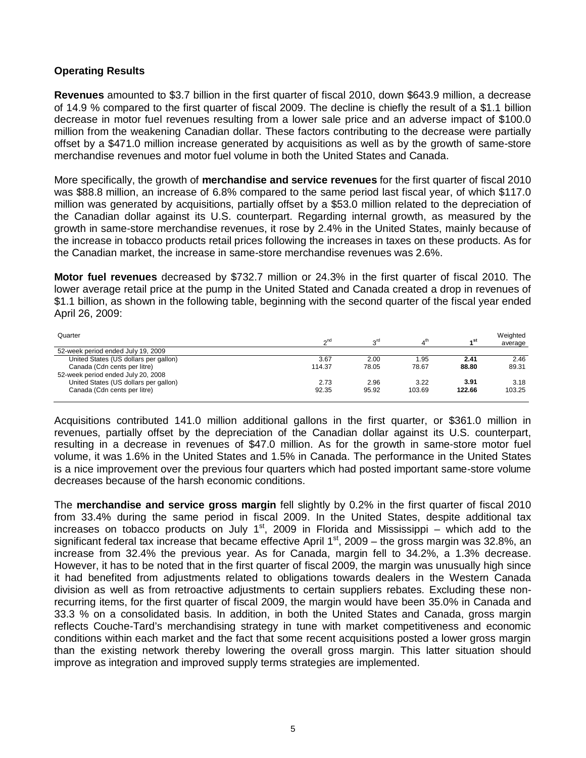**Operating Results**

**Revenues** amounted to \$3.7 billion in the first quarter of fiscal 2010, down \$643.9 million, a decrease of 14.9 % compared to the first quarter of fiscal 2009. The decline is chiefly the result of a \$1.1 billion decrease in motor fuel revenues resulting from a lower sale price and an adverse impact of \$100.0 million from the weakening Canadian dollar. These factors contributing to the decrease were partially offset by a \$471.0 million increase generated by acquisitions as well as by the growth of same-store merchandise revenues and motor fuel volume in both the United States and Canada.

More specifically, the growth of **merchandise and service revenues** for the first quarter of fiscal 2010 was \$88.8 million, an increase of 6.8% compared to the same period last fiscal year, of which \$117.0 million was generated by acquisitions, partially offset by a \$53.0 million related to the depreciation of the Canadian dollar against its U.S. counterpart. Regarding internal growth, as measured by the growth in same-store merchandise revenues, it rose by 2.4% in the United States, mainly because of the increase in tobacco products retail prices following the increases in taxes on these products. As for the Canadian market, the increase in same-store merchandise revenues was 2.6%.

**Motor fuel revenues** decreased by \$732.7 million or 24.3% in the first quarter of fiscal 2010. The lower average retail price at the pump in the United Stated and Canada created a drop in revenues of \$1.1 billion, as shown in the following table, beginning with the second quarter of the fiscal year ended April 26, 2009:

| Quarter | 2nd | 3rd | 4th | 1st | Weighted average |
|---|---|---|---|---|---|
| 52-week period ended July 19, 2009 | | | | | |
| United States (US dollars per gallon) | 3.67 | 2.00 | 1.95 | **2.41** | 2.46 |
| Canada (Cdn cents per litre) | 114.37 | 78.05 | 78.67 | **88.80** | 89.31 |
| 52-week period ended July 20, 2008 | | | | | |
| United States (US dollars per gallon) | 2.73 | 2.96 | 3.22 | **3.91** | 3.18 |
| Canada (Cdn cents per litre) | 92.35 | 95.92 | 103.69 | **122.66** | 103.25 |

Acquisitions contributed 141.0 million additional gallons in the first quarter, or \$361.0 million in revenues, partially offset by the depreciation of the Canadian dollar against its U.S. counterpart, resulting in a decrease in revenues of \$47.0 million. As for the growth in same-store motor fuel volume, it was 1.6% in the United States and 1.5% in Canada. The performance in the United States is a nice improvement over the previous four quarters which had posted important same-store volume decreases because of the harsh economic conditions.

The **merchandise and service gross margin** fell slightly by 0.2% in the first quarter of fiscal 2010 from 33.4% during the same period in fiscal 2009. In the United States, despite additional tax increases on tobacco products on July 1st, 2009 in Florida and Mississippi – which add to the significant federal tax increase that became effective April 1st, 2009 – the gross margin was 32.8%, an increase from 32.4% the previous year. As for Canada, margin fell to 34.2%, a 1.3% decrease. However, it has to be noted that in the first quarter of fiscal 2009, the margin was unusually high since it had benefited from adjustments related to obligations towards dealers in the Western Canada division as well as from retroactive adjustments to certain suppliers rebates. Excluding these non-recurring items, for the first quarter of fiscal 2009, the margin would have been 35.0% in Canada and 33.3 % on a consolidated basis. In addition, in both the United States and Canada, gross margin reflects Couche-Tard's merchandising strategy in tune with market competitiveness and economic conditions within each market and the fact that some recent acquisitions posted a lower gross margin than the existing network thereby lowering the overall gross margin. This latter situation should improve as integration and improved supply terms strategies are implemented.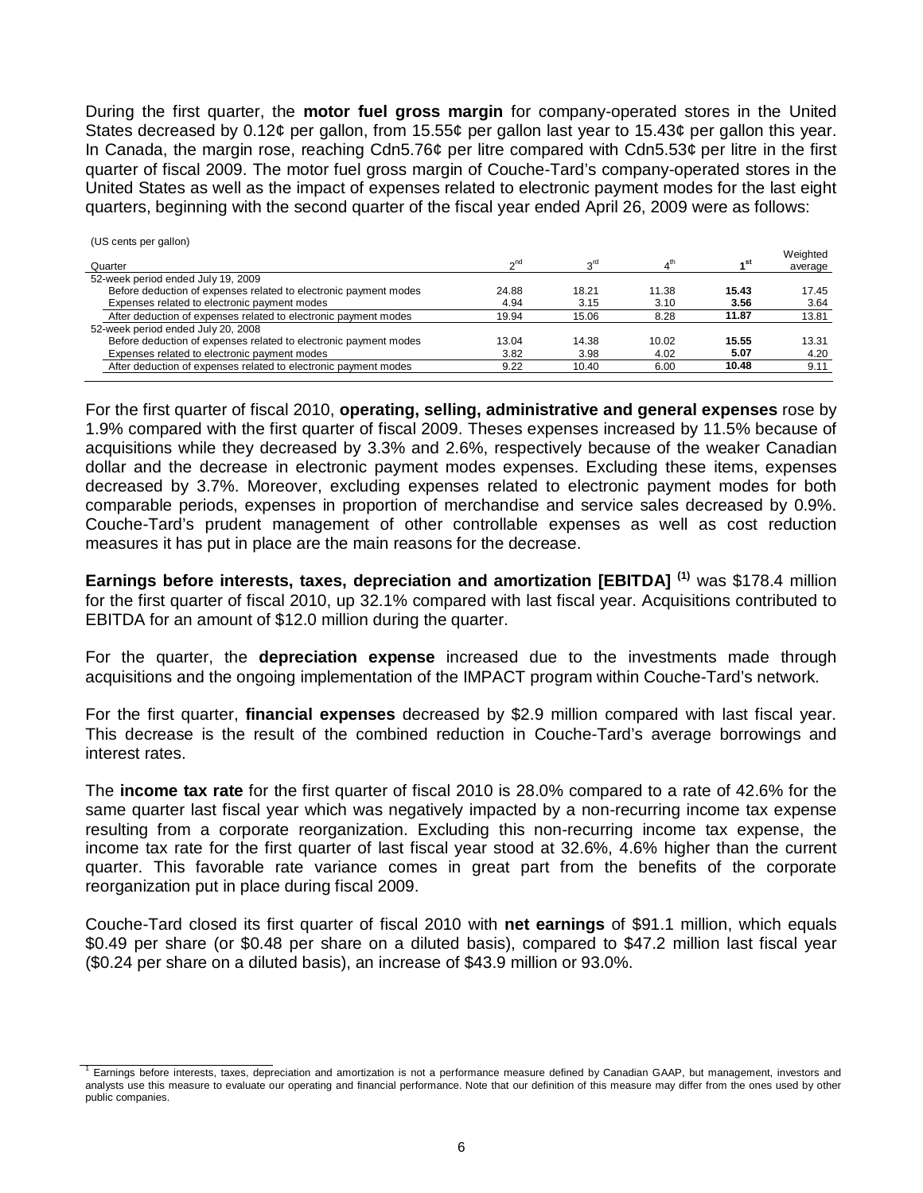During the first quarter, the **motor fuel gross margin** for company-operated stores in the United States decreased by 0.12¢ per gallon, from 15.55¢ per gallon last year to 15.43¢ per gallon this year. In Canada, the margin rose, reaching Cdn5.76¢ per litre compared with Cdn5.53¢ per litre in the first quarter of fiscal 2009. The motor fuel gross margin of Couche-Tard's company-operated stores in the United States as well as the impact of expenses related to electronic payment modes for the last eight quarters, beginning with the second quarter of the fiscal year ended April 26, 2009 were as follows:

(US cents per gallon)

| Quarter | 2nd | 3rd | 4th | 1st | Weighted average |
|---|---|---|---|---|---|
| 52-week period ended July 19, 2009 | | | | | |
| Before deduction of expenses related to electronic payment modes | 24.88 | 18.21 | 11.38 | **15.43** | 17.45 |
| Expenses related to electronic payment modes | 4.94 | 3.15 | 3.10 | **3.56** | 3.64 |
| After deduction of expenses related to electronic payment modes | 19.94 | 15.06 | 8.28 | **11.87** | 13.81 |
| 52-week period ended July 20, 2008 | | | | | |
| Before deduction of expenses related to electronic payment modes | 13.04 | 14.38 | 10.02 | **15.55** | 13.31 |
| Expenses related to electronic payment modes | 3.82 | 3.98 | 4.02 | **5.07** | 4.20 |
| After deduction of expenses related to electronic payment modes | 9.22 | 10.40 | 6.00 | **10.48** | 9.11 |

For the first quarter of fiscal 2010, **operating, selling, administrative and general expenses** rose by 1.9% compared with the first quarter of fiscal 2009. Theses expenses increased by 11.5% because of acquisitions while they decreased by 3.3% and 2.6%, respectively because of the weaker Canadian dollar and the decrease in electronic payment modes expenses. Excluding these items, expenses decreased by 3.7%. Moreover, excluding expenses related to electronic payment modes for both comparable periods, expenses in proportion of merchandise and service sales decreased by 0.9%. Couche-Tard's prudent management of other controllable expenses as well as cost reduction measures it has put in place are the main reasons for the decrease.

**Earnings before interests, taxes, depreciation and amortization [EBITDA]** [(1)] was $178.4 million for the first quarter of fiscal 2010, up 32.1% compared with last fiscal year. Acquisitions contributed to EBITDA for an amount of $12.0 million during the quarter.

For the quarter, the **depreciation expense** increased due to the investments made through acquisitions and the ongoing implementation of the IMPACT program within Couche-Tard's network.

For the first quarter, **financial expenses** decreased by $2.9 million compared with last fiscal year. This decrease is the result of the combined reduction in Couche-Tard's average borrowings and interest rates.

The **income tax rate** for the first quarter of fiscal 2010 is 28.0% compared to a rate of 42.6% for the same quarter last fiscal year which was negatively impacted by a non-recurring income tax expense resulting from a corporate reorganization. Excluding this non-recurring income tax expense, the income tax rate for the first quarter of last fiscal year stood at 32.6%, 4.6% higher than the current quarter. This favorable rate variance comes in great part from the benefits of the corporate reorganization put in place during fiscal 2009.

Couche-Tard closed its first quarter of fiscal 2010 with **net earnings** of $91.1 million, which equals $0.49 per share (or $0.48 per share on a diluted basis), compared to $47.2 million last fiscal year ($0.24 per share on a diluted basis), an increase of $43.9 million or 93.0%.

[1] Earnings before interests, taxes, depreciation and amortization is not a performance measure defined by Canadian GAAP, but management, investors and analysts use this measure to evaluate our operating and financial performance. Note that our definition of this measure may differ from the ones used by other public companies.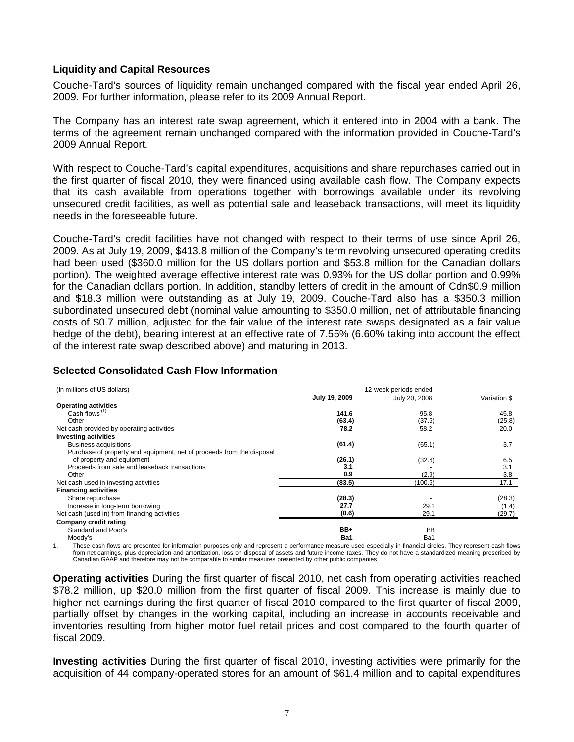### Liquidity and Capital Resources

Couche-Tard's sources of liquidity remain unchanged compared with the fiscal year ended April 26, 2009. For further information, please refer to its 2009 Annual Report.

The Company has an interest rate swap agreement, which it entered into in 2004 with a bank. The terms of the agreement remain unchanged compared with the information provided in Couche-Tard's 2009 Annual Report.

With respect to Couche-Tard's capital expenditures, acquisitions and share repurchases carried out in the first quarter of fiscal 2010, they were financed using available cash flow. The Company expects that its cash available from operations together with borrowings available under its revolving unsecured credit facilities, as well as potential sale and leaseback transactions, will meet its liquidity needs in the foreseeable future.

Couche-Tard's credit facilities have not changed with respect to their terms of use since April 26, 2009. As at July 19, 2009, $413.8 million of the Company's term revolving unsecured operating credits had been used ($360.0 million for the US dollars portion and $53.8 million for the Canadian dollars portion). The weighted average effective interest rate was 0.93% for the US dollar portion and 0.99% for the Canadian dollars portion. In addition, standby letters of credit in the amount of Cdn$0.9 million and $18.3 million were outstanding as at July 19, 2009. Couche-Tard also has a $350.3 million subordinated unsecured debt (nominal value amounting to $350.0 million, net of attributable financing costs of $0.7 million, adjusted for the fair value of the interest rate swaps designated as a fair value hedge of the debt), bearing interest at an effective rate of 7.55% (6.60% taking into account the effect of the interest rate swap described above) and maturing in 2013.

### Selected Consolidated Cash Flow Information

| (In millions of US dollars) | 12-week periods ended | | |
|---|---|---|---|
| | **July 19, 2009** | July 20, 2008 | Variation $ |
| **Operating activities** | | | |
| Cash flows [1] | **141.6** | 95.8 | 45.8 |
| Other | **(63.4)** | (37.6) | (25.8) |
| Net cash provided by operating activities | **78.2** | 58.2 | 20.0 |
| **Investing activities** | | | |
| Business acquisitions | **(61.4)** | (65.1) | 3.7 |
| Purchase of property and equipment, net of proceeds from the disposal of property and equipment | **(26.1)** | (32.6) | 6.5 |
| Proceeds from sale and leaseback transactions | **3.1** | - | 3.1 |
| Other | **0.9** | (2.9) | 3.8 |
| Net cash used in investing activities | **(83.5)** | (100.6) | 17.1 |
| **Financing activities** | | | |
| Share repurchase | **(28.3)** | - | (28.3) |
| Increase in long-term borrowing | **27.7** | 29.1 | (1.4) |
| Net cash (used in) from financing activities | **(0.6)** | 29.1 | (29.7) |
| **Company credit rating** | | | |
| Standard and Poor's | **BB+** | BB | |
| Moody's | **Ba1** | Ba1 | |

1. These cash flows are presented for information purposes only and represent a performance measure used especially in financial circles. They represent cash flows from net earnings, plus depreciation and amortization, loss on disposal of assets and future income taxes. They do not have a standardized meaning prescribed by Canadian GAAP and therefore may not be comparable to similar measures presented by other public companies.

**Operating activities** During the first quarter of fiscal 2010, net cash from operating activities reached $78.2 million, up $20.0 million from the first quarter of fiscal 2009. This increase is mainly due to higher net earnings during the first quarter of fiscal 2010 compared to the first quarter of fiscal 2009, partially offset by changes in the working capital, including an increase in accounts receivable and inventories resulting from higher motor fuel retail prices and cost compared to the fourth quarter of fiscal 2009.

**Investing activities** During the first quarter of fiscal 2010, investing activities were primarily for the acquisition of 44 company-operated stores for an amount of $61.4 million and to capital expenditures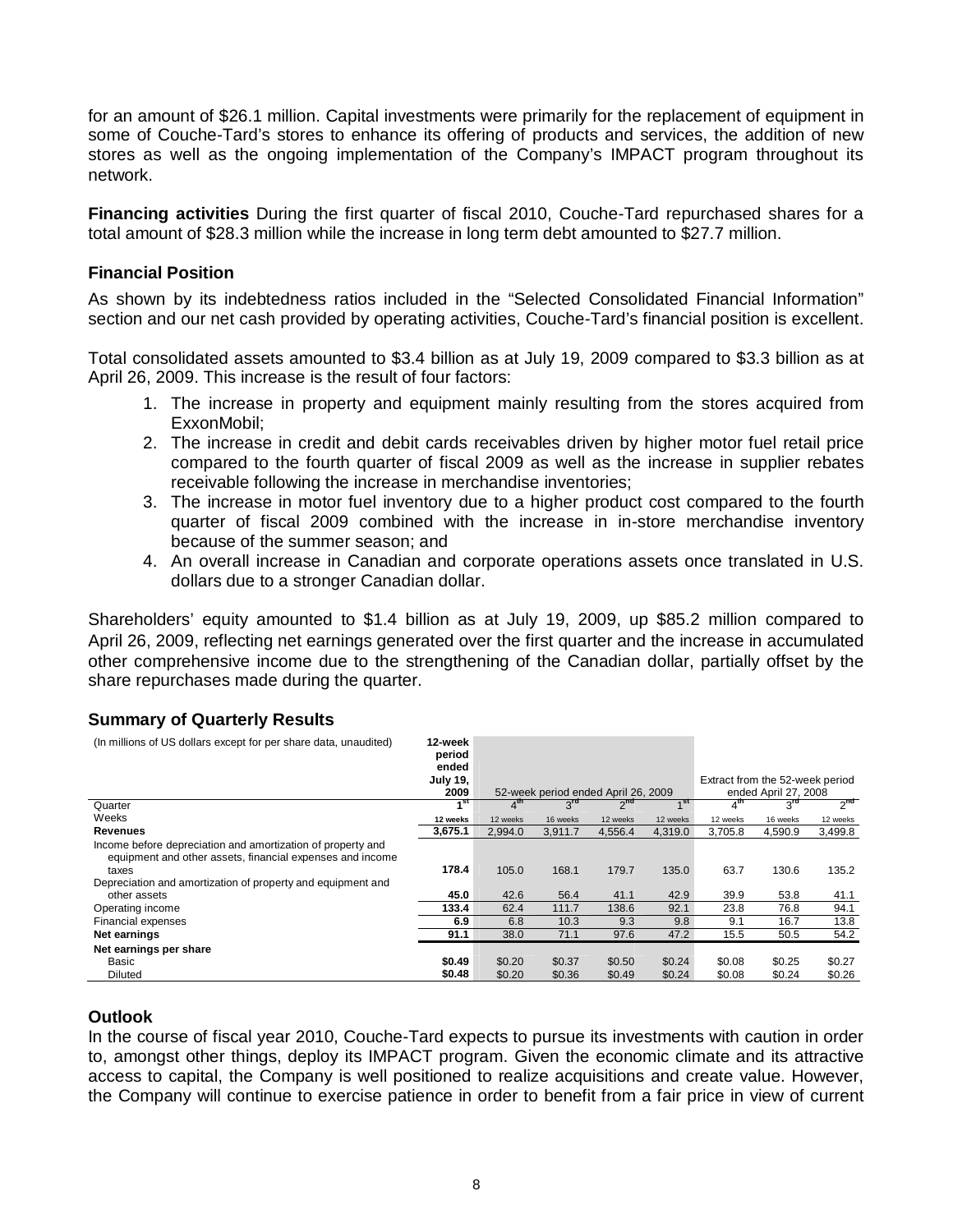for an amount of $26.1 million. Capital investments were primarily for the replacement of equipment in some of Couche-Tard's stores to enhance its offering of products and services, the addition of new stores as well as the ongoing implementation of the Company's IMPACT program throughout its network.

**Financing activities** During the first quarter of fiscal 2010, Couche-Tard repurchased shares for a total amount of $28.3 million while the increase in long term debt amounted to $27.7 million.

### Financial Position

As shown by its indebtedness ratios included in the "Selected Consolidated Financial Information" section and our net cash provided by operating activities, Couche-Tard's financial position is excellent.

Total consolidated assets amounted to $3.4 billion as at July 19, 2009 compared to $3.3 billion as at April 26, 2009. This increase is the result of four factors:

1. The increase in property and equipment mainly resulting from the stores acquired from ExxonMobil;
2. The increase in credit and debit cards receivables driven by higher motor fuel retail price compared to the fourth quarter of fiscal 2009 as well as the increase in supplier rebates receivable following the increase in merchandise inventories;
3. The increase in motor fuel inventory due to a higher product cost compared to the fourth quarter of fiscal 2009 combined with the increase in in-store merchandise inventory because of the summer season; and
4. An overall increase in Canadian and corporate operations assets once translated in U.S. dollars due to a stronger Canadian dollar.

Shareholders' equity amounted to $1.4 billion as at July 19, 2009, up $85.2 million compared to April 26, 2009, reflecting net earnings generated over the first quarter and the increase in accumulated other comprehensive income due to the strengthening of the Canadian dollar, partially offset by the share repurchases made during the quarter.

### Summary of Quarterly Results

| (In millions of US dollars except for per share data, unaudited) | 12-week period ended July 19, 2009 | 52-week period ended April 26, 2009 | | | | Extract from the 52-week period ended April 27, 2008 | | |
|---|---|---|---|---|---|---|---|---|
| Quarter | 1st | 4th | 3rd | 2nd | 1st | 4th | 3rd | 2nd |
| Weeks | 12 weeks | 12 weeks | 16 weeks | 12 weeks | 12 weeks | 12 weeks | 16 weeks | 12 weeks |
| **Revenues** | **3,675.1** | 2,994.0 | 3,911.7 | 4,556.4 | 4,319.0 | 3,705.8 | 4,590.9 | 3,499.8 |
| Income before depreciation and amortization of property and equipment and other assets, financial expenses and income taxes | **178.4** | 105.0 | 168.1 | 179.7 | 135.0 | 63.7 | 130.6 | 135.2 |
| Depreciation and amortization of property and equipment and other assets | **45.0** | 42.6 | 56.4 | 41.1 | 42.9 | 39.9 | 53.8 | 41.1 |
| Operating income | **133.4** | 62.4 | 111.7 | 138.6 | 92.1 | 23.8 | 76.8 | 94.1 |
| Financial expenses | **6.9** | 6.8 | 10.3 | 9.3 | 9.8 | 9.1 | 16.7 | 13.8 |
| **Net earnings** | **91.1** | 38.0 | 71.1 | 97.6 | 47.2 | 15.5 | 50.5 | 54.2 |
| **Net earnings per share** | | | | | | | | |
| Basic | **$0.49** | $0.20 | $0.37 | $0.50 | $0.24 | $0.08 | $0.25 | $0.27 |
| Diluted | **$0.48** | $0.20 | $0.36 | $0.49 | $0.24 | $0.08 | $0.24 | $0.26 |

### Outlook

In the course of fiscal year 2010, Couche-Tard expects to pursue its investments with caution in order to, amongst other things, deploy its IMPACT program. Given the economic climate and its attractive access to capital, the Company is well positioned to realize acquisitions and create value. However, the Company will continue to exercise patience in order to benefit from a fair price in view of current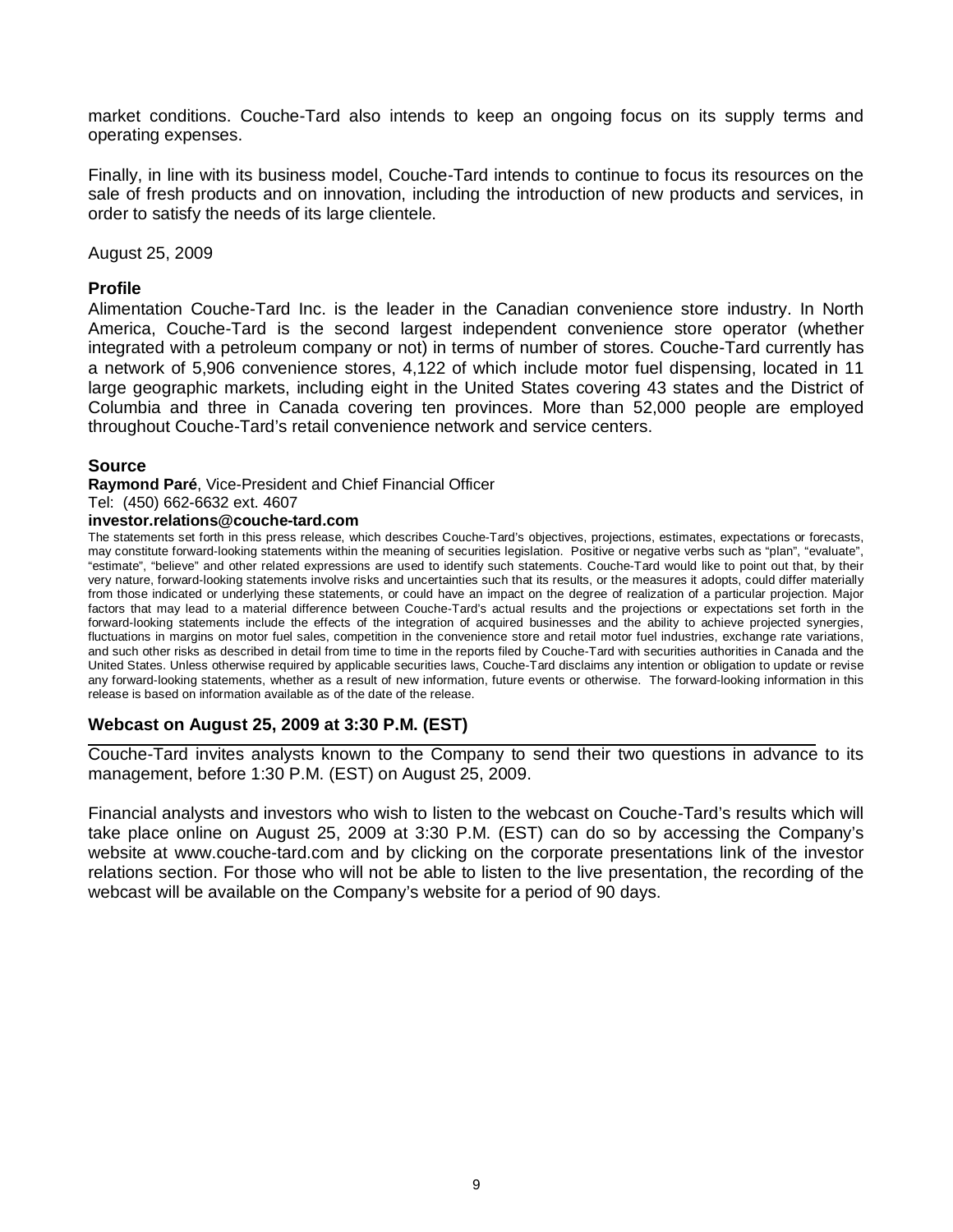market conditions. Couche-Tard also intends to keep an ongoing focus on its supply terms and operating expenses.

Finally, in line with its business model, Couche-Tard intends to continue to focus its resources on the sale of fresh products and on innovation, including the introduction of new products and services, in order to satisfy the needs of its large clientele.

August 25, 2009

## Profile

Alimentation Couche-Tard Inc. is the leader in the Canadian convenience store industry. In North America, Couche-Tard is the second largest independent convenience store operator (whether integrated with a petroleum company or not) in terms of number of stores. Couche-Tard currently has a network of 5,906 convenience stores, 4,122 of which include motor fuel dispensing, located in 11 large geographic markets, including eight in the United States covering 43 states and the District of Columbia and three in Canada covering ten provinces. More than 52,000 people are employed throughout Couche-Tard's retail convenience network and service centers.

## Source

**Raymond Paré**, Vice-President and Chief Financial Officer
Tel: (450) 662-6632 ext. 4607
**investor.relations@couche-tard.com**

The statements set forth in this press release, which describes Couche-Tard's objectives, projections, estimates, expectations or forecasts, may constitute forward-looking statements within the meaning of securities legislation. Positive or negative verbs such as "plan", "evaluate", "estimate", "believe" and other related expressions are used to identify such statements. Couche-Tard would like to point out that, by their very nature, forward-looking statements involve risks and uncertainties such that its results, or the measures it adopts, could differ materially from those indicated or underlying these statements, or could have an impact on the degree of realization of a particular projection. Major factors that may lead to a material difference between Couche-Tard's actual results and the projections or expectations set forth in the forward-looking statements include the effects of the integration of acquired businesses and the ability to achieve projected synergies, fluctuations in margins on motor fuel sales, competition in the convenience store and retail motor fuel industries, exchange rate variations, and such other risks as described in detail from time to time in the reports filed by Couche-Tard with securities authorities in Canada and the United States. Unless otherwise required by applicable securities laws, Couche-Tard disclaims any intention or obligation to update or revise any forward-looking statements, whether as a result of new information, future events or otherwise. The forward-looking information in this release is based on information available as of the date of the release.

## Webcast on August 25, 2009 at 3:30 P.M. (EST)

Couche-Tard invites analysts known to the Company to send their two questions in advance to its management, before 1:30 P.M. (EST) on August 25, 2009.

Financial analysts and investors who wish to listen to the webcast on Couche-Tard's results which will take place online on August 25, 2009 at 3:30 P.M. (EST) can do so by accessing the Company's website at www.couche-tard.com and by clicking on the corporate presentations link of the investor relations section. For those who will not be able to listen to the live presentation, the recording of the webcast will be available on the Company's website for a period of 90 days.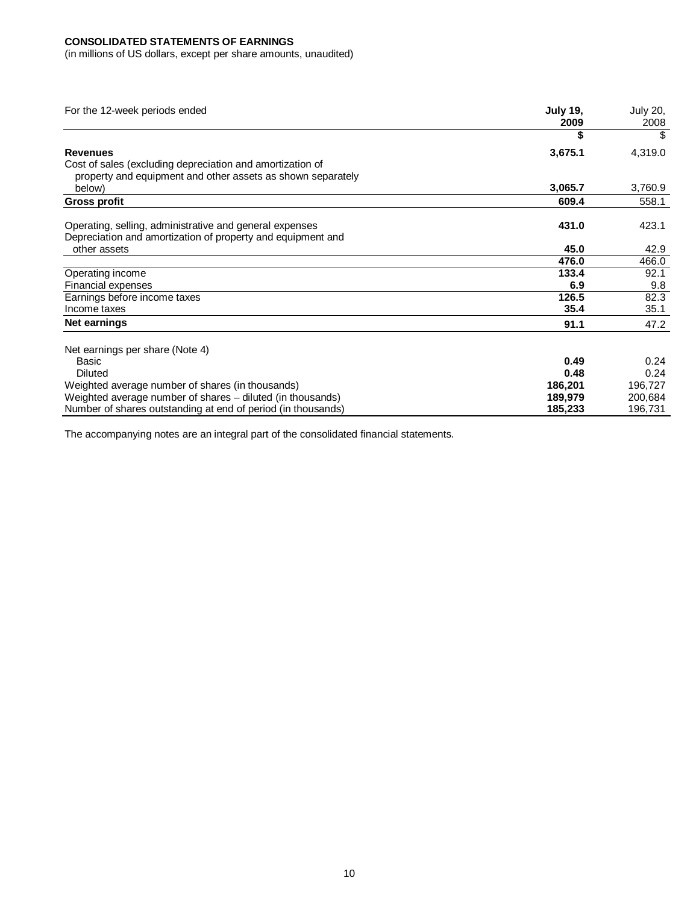**CONSOLIDATED STATEMENTS OF EARNINGS**

(in millions of US dollars, except per share amounts, unaudited)

| For the 12-week periods ended | **July 19, 2009** | July 20, 2008 |
|---|---|---|
| | **$** | $ |
| **Revenues** | **3,675.1** | 4,319.0 |
| Cost of sales (excluding depreciation and amortization of property and equipment and other assets as shown separately below) | **3,065.7** | 3,760.9 |
| **Gross profit** | **609.4** | 558.1 |
| Operating, selling, administrative and general expenses | **431.0** | 423.1 |
| Depreciation and amortization of property and equipment and other assets | **45.0** | 42.9 |
| | **476.0** | 466.0 |
| Operating income | **133.4** | 92.1 |
| Financial expenses | **6.9** | 9.8 |
| Earnings before income taxes | **126.5** | 82.3 |
| Income taxes | **35.4** | 35.1 |
| **Net earnings** | **91.1** | 47.2 |
| Net earnings per share (Note 4) | | |
| Basic | **0.49** | 0.24 |
| Diluted | **0.48** | 0.24 |
| Weighted average number of shares (in thousands) | **186,201** | 196,727 |
| Weighted average number of shares – diluted (in thousands) | **189,979** | 200,684 |
| Number of shares outstanding at end of period (in thousands) | **185,233** | 196,731 |

The accompanying notes are an integral part of the consolidated financial statements.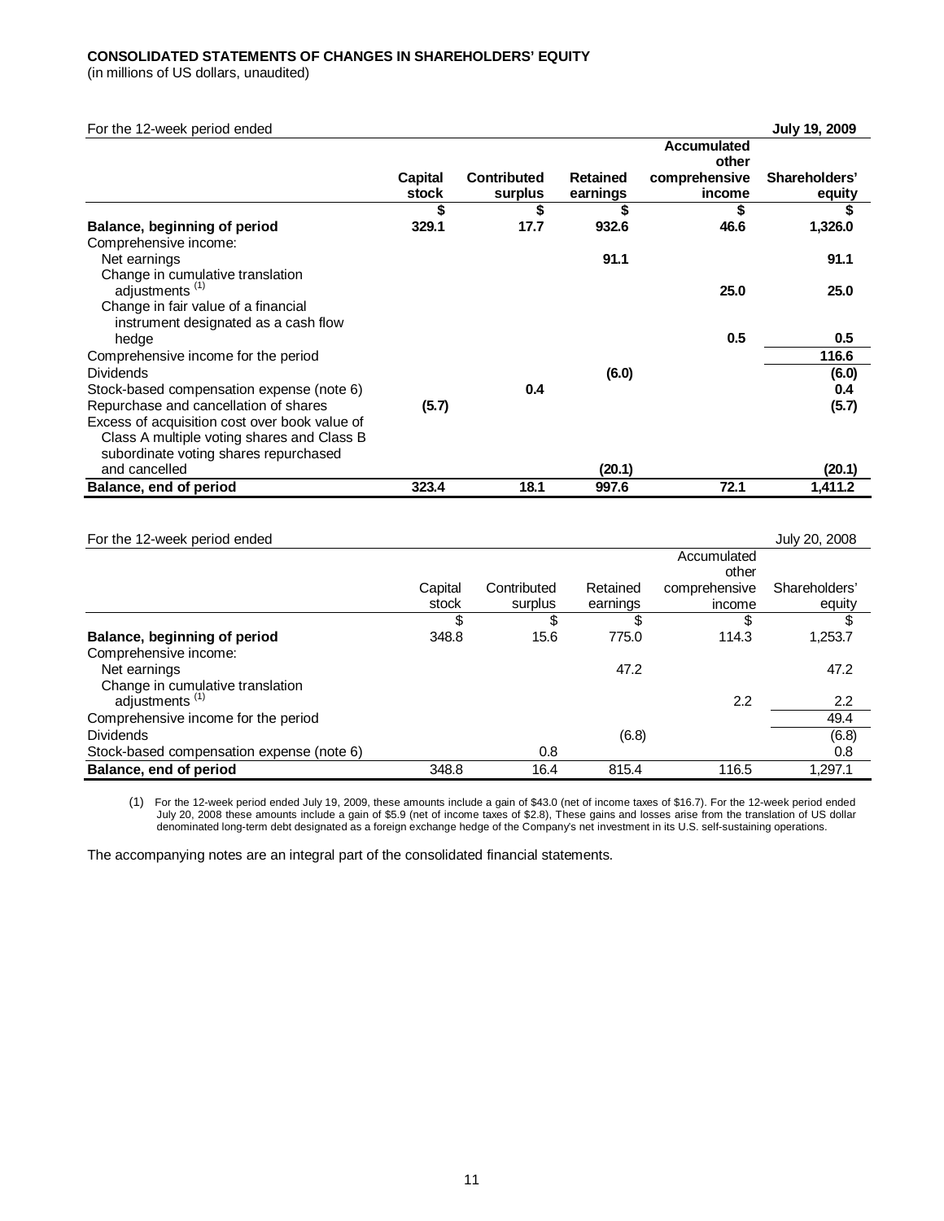**CONSOLIDATED STATEMENTS OF CHANGES IN SHAREHOLDERS' EQUITY**
(in millions of US dollars, unaudited)

| For the 12-week period ended | | | | | **July 19, 2009** |
|---|---|---|---|---|---|
| | **Capital stock** | **Contributed surplus** | **Retained earnings** | **Accumulated other comprehensive income** | **Shareholders' equity** |
| | **$** | **$** | **$** | **$** | **$** |
| **Balance, beginning of period** | **329.1** | **17.7** | **932.6** | **46.6** | **1,326.0** |
| Comprehensive income: | | | | | |
| Net earnings | | | **91.1** | | **91.1** |
| Change in cumulative translation adjustments (1) | | | | **25.0** | **25.0** |
| Change in fair value of a financial instrument designated as a cash flow hedge | | | | **0.5** | **0.5** |
| Comprehensive income for the period | | | | | **116.6** |
| Dividends | | | **(6.0)** | | **(6.0)** |
| Stock-based compensation expense (note 6) | | **0.4** | | | **0.4** |
| Repurchase and cancellation of shares | **(5.7)** | | | | **(5.7)** |
| Excess of acquisition cost over book value of Class A multiple voting shares and Class B subordinate voting shares repurchased and cancelled | | | **(20.1)** | | **(20.1)** |
| **Balance, end of period** | **323.4** | **18.1** | **997.6** | **72.1** | **1,411.2** |

| For the 12-week period ended | | | | | July 20, 2008 |
|---|---|---|---|---|---|
| | Capital stock | Contributed surplus | Retained earnings | Accumulated other comprehensive income | Shareholders' equity |
| | $ | $ | $ | $ | $ |
| **Balance, beginning of period** | 348.8 | 15.6 | 775.0 | 114.3 | 1,253.7 |
| Comprehensive income: | | | | | |
| Net earnings | | | 47.2 | | 47.2 |
| Change in cumulative translation adjustments (1) | | | | 2.2 | 2.2 |
| Comprehensive income for the period | | | | | 49.4 |
| Dividends | | | (6.8) | | (6.8) |
| Stock-based compensation expense (note 6) | | 0.8 | | | 0.8 |
| **Balance, end of period** | 348.8 | 16.4 | 815.4 | 116.5 | 1,297.1 |

(1) For the 12-week period ended July 19, 2009, these amounts include a gain of $43.0 (net of income taxes of $16.7). For the 12-week period ended July 20, 2008 these amounts include a gain of $5.9 (net of income taxes of $2.8), These gains and losses arise from the translation of US dollar denominated long-term debt designated as a foreign exchange hedge of the Company's net investment in its U.S. self-sustaining operations.

The accompanying notes are an integral part of the consolidated financial statements.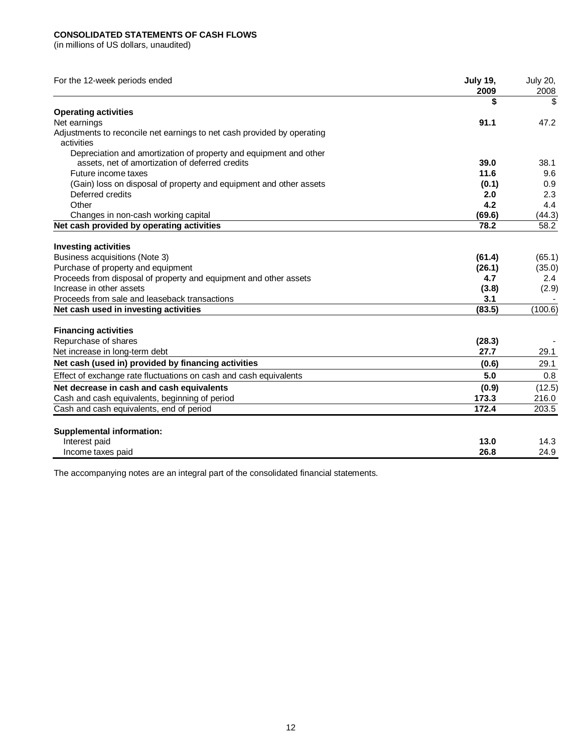**CONSOLIDATED STATEMENTS OF CASH FLOWS**
(in millions of US dollars, unaudited)

| For the 12-week periods ended | **July 19, 2009** | July 20, 2008 |
|---|---|---|
| | **$** | $ |
| **Operating activities** | | |
| Net earnings | **91.1** | 47.2 |
| Adjustments to reconcile net earnings to net cash provided by operating activities | | |
| Depreciation and amortization of property and equipment and other assets, net of amortization of deferred credits | **39.0** | 38.1 |
| Future income taxes | **11.6** | 9.6 |
| (Gain) loss on disposal of property and equipment and other assets | **(0.1)** | 0.9 |
| Deferred credits | **2.0** | 2.3 |
| Other | **4.2** | 4.4 |
| Changes in non-cash working capital | **(69.6)** | (44.3) |
| **Net cash provided by operating activities** | **78.2** | 58.2 |
| **Investing activities** | | |
| Business acquisitions (Note 3) | **(61.4)** | (65.1) |
| Purchase of property and equipment | **(26.1)** | (35.0) |
| Proceeds from disposal of property and equipment and other assets | **4.7** | 2.4 |
| Increase in other assets | **(3.8)** | (2.9) |
| Proceeds from sale and leaseback transactions | **3.1** | - |
| **Net cash used in investing activities** | **(83.5)** | (100.6) |
| **Financing activities** | | |
| Repurchase of shares | **(28.3)** | - |
| Net increase in long-term debt | **27.7** | 29.1 |
| **Net cash (used in) provided by financing activities** | **(0.6)** | 29.1 |
| Effect of exchange rate fluctuations on cash and cash equivalents | **5.0** | 0.8 |
| **Net decrease in cash and cash equivalents** | **(0.9)** | (12.5) |
| Cash and cash equivalents, beginning of period | **173.3** | 216.0 |
| Cash and cash equivalents, end of period | **172.4** | 203.5 |
| **Supplemental information:** | | |
| Interest paid | **13.0** | 14.3 |
| Income taxes paid | **26.8** | 24.9 |

The accompanying notes are an integral part of the consolidated financial statements.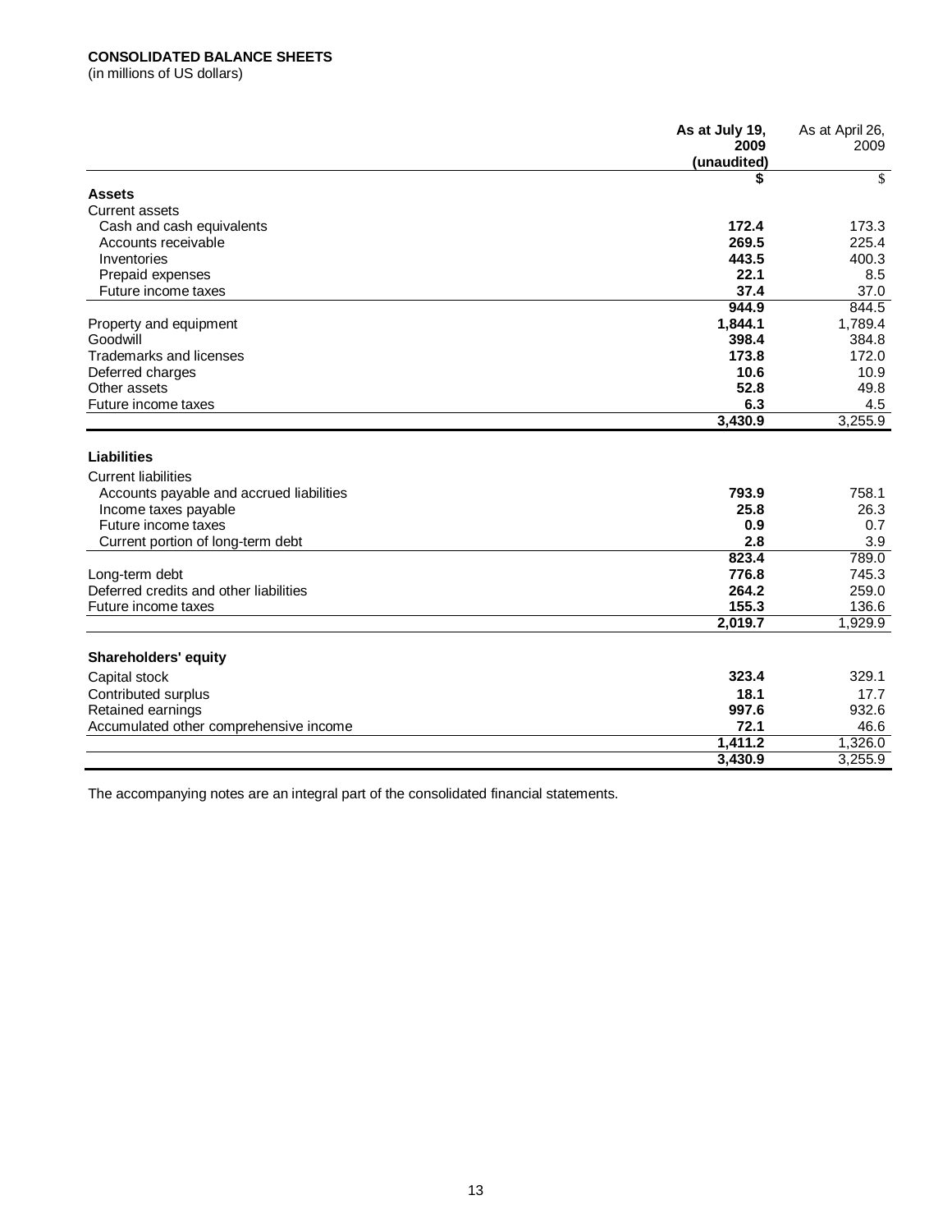**CONSOLIDATED BALANCE SHEETS**
(in millions of US dollars)

| | As at July 19, 2009 (unaudited) | As at April 26, 2009 |
|---|---|---|
| | **$** | $ |
| **Assets** | | |
| Current assets | | |
| Cash and cash equivalents | **172.4** | 173.3 |
| Accounts receivable | **269.5** | 225.4 |
| Inventories | **443.5** | 400.3 |
| Prepaid expenses | **22.1** | 8.5 |
| Future income taxes | **37.4** | 37.0 |
| | **944.9** | 844.5 |
| Property and equipment | **1,844.1** | 1,789.4 |
| Goodwill | **398.4** | 384.8 |
| Trademarks and licenses | **173.8** | 172.0 |
| Deferred charges | **10.6** | 10.9 |
| Other assets | **52.8** | 49.8 |
| Future income taxes | **6.3** | 4.5 |
| | **3,430.9** | 3,255.9 |
| **Liabilities** | | |
| Current liabilities | | |
| Accounts payable and accrued liabilities | **793.9** | 758.1 |
| Income taxes payable | **25.8** | 26.3 |
| Future income taxes | **0.9** | 0.7 |
| Current portion of long-term debt | **2.8** | 3.9 |
| | **823.4** | 789.0 |
| Long-term debt | **776.8** | 745.3 |
| Deferred credits and other liabilities | **264.2** | 259.0 |
| Future income taxes | **155.3** | 136.6 |
| | **2,019.7** | 1,929.9 |
| **Shareholders' equity** | | |
| Capital stock | **323.4** | 329.1 |
| Contributed surplus | **18.1** | 17.7 |
| Retained earnings | **997.6** | 932.6 |
| Accumulated other comprehensive income | **72.1** | 46.6 |
| | **1,411.2** | 1,326.0 |
| | **3,430.9** | 3,255.9 |

The accompanying notes are an integral part of the consolidated financial statements.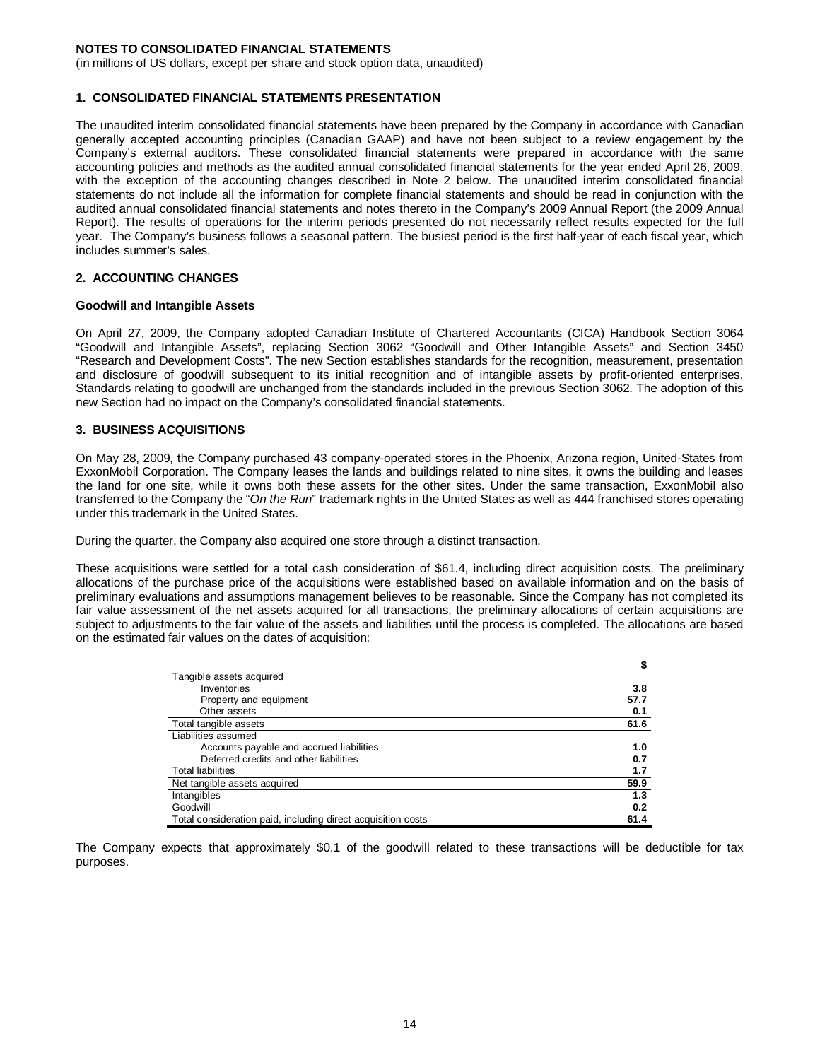**NOTES TO CONSOLIDATED FINANCIAL STATEMENTS**

(in millions of US dollars, except per share and stock option data, unaudited)

## 1. CONSOLIDATED FINANCIAL STATEMENTS PRESENTATION

The unaudited interim consolidated financial statements have been prepared by the Company in accordance with Canadian generally accepted accounting principles (Canadian GAAP) and have not been subject to a review engagement by the Company's external auditors. These consolidated financial statements were prepared in accordance with the same accounting policies and methods as the audited annual consolidated financial statements for the year ended April 26, 2009, with the exception of the accounting changes described in Note 2 below. The unaudited interim consolidated financial statements do not include all the information for complete financial statements and should be read in conjunction with the audited annual consolidated financial statements and notes thereto in the Company's 2009 Annual Report (the 2009 Annual Report). The results of operations for the interim periods presented do not necessarily reflect results expected for the full year. The Company's business follows a seasonal pattern. The busiest period is the first half-year of each fiscal year, which includes summer's sales.

## 2. ACCOUNTING CHANGES

### Goodwill and Intangible Assets

On April 27, 2009, the Company adopted Canadian Institute of Chartered Accountants (CICA) Handbook Section 3064 "Goodwill and Intangible Assets", replacing Section 3062 "Goodwill and Other Intangible Assets" and Section 3450 "Research and Development Costs". The new Section establishes standards for the recognition, measurement, presentation and disclosure of goodwill subsequent to its initial recognition and of intangible assets by profit-oriented enterprises. Standards relating to goodwill are unchanged from the standards included in the previous Section 3062. The adoption of this new Section had no impact on the Company's consolidated financial statements.

## 3. BUSINESS ACQUISITIONS

On May 28, 2009, the Company purchased 43 company-operated stores in the Phoenix, Arizona region, United-States from ExxonMobil Corporation. The Company leases the lands and buildings related to nine sites, it owns the building and leases the land for one site, while it owns both these assets for the other sites. Under the same transaction, ExxonMobil also transferred to the Company the "*On the Run*" trademark rights in the United States as well as 444 franchised stores operating under this trademark in the United States.

During the quarter, the Company also acquired one store through a distinct transaction.

These acquisitions were settled for a total cash consideration of $61.4, including direct acquisition costs. The preliminary allocations of the purchase price of the acquisitions were established based on available information and on the basis of preliminary evaluations and assumptions management believes to be reasonable. Since the Company has not completed its fair value assessment of the net assets acquired for all transactions, the preliminary allocations of certain acquisitions are subject to adjustments to the fair value of the assets and liabilities until the process is completed. The allocations are based on the estimated fair values on the dates of acquisition:

| | $ |
|---|---|
| Tangible assets acquired | |
| Inventories | **3.8** |
| Property and equipment | **57.7** |
| Other assets | **0.1** |
| Total tangible assets | **61.6** |
| Liabilities assumed | |
| Accounts payable and accrued liabilities | **1.0** |
| Deferred credits and other liabilities | **0.7** |
| Total liabilities | **1.7** |
| Net tangible assets acquired | **59.9** |
| Intangibles | **1.3** |
| Goodwill | **0.2** |
| Total consideration paid, including direct acquisition costs | **61.4** |

The Company expects that approximately $0.1 of the goodwill related to these transactions will be deductible for tax purposes.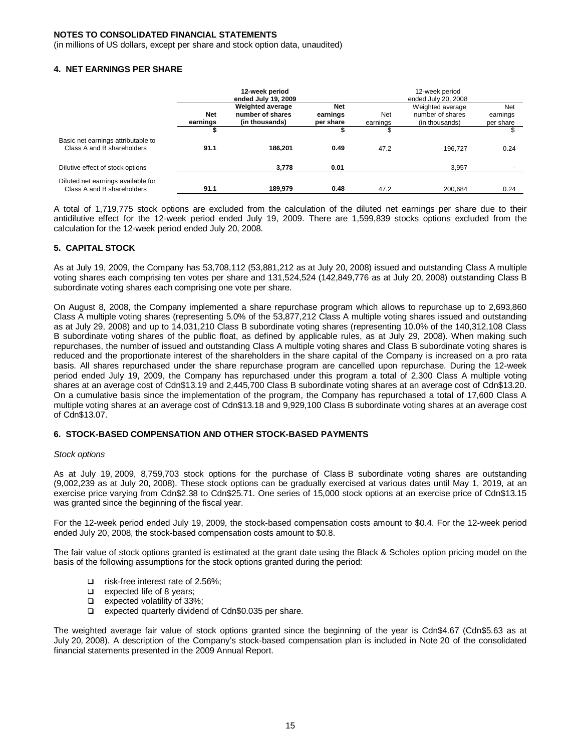**NOTES TO CONSOLIDATED FINANCIAL STATEMENTS**
(in millions of US dollars, except per share and stock option data, unaudited)

## 4. NET EARNINGS PER SHARE

| | 12-week period ended July 19, 2009 | | | 12-week period ended July 20, 2008 | | |
|---|---|---|---|---|---|---|
| | **Net earnings** | **Weighted average number of shares (in thousands)** | **Net earnings per share** | Net earnings | Weighted average number of shares (in thousands) | Net earnings per share |
| | **$** | | **$** | $ | | $ |
| Basic net earnings attributable to Class A and B shareholders | **91.1** | **186,201** | **0.49** | 47.2 | 196,727 | 0.24 |
| Dilutive effect of stock options | | **3,778** | **0.01** | | 3,957 | - |
| Diluted net earnings available for Class A and B shareholders | **91.1** | **189,979** | **0.48** | 47.2 | 200,684 | 0.24 |

A total of 1,719,775 stock options are excluded from the calculation of the diluted net earnings per share due to their antidilutive effect for the 12-week period ended July 19, 2009. There are 1,599,839 stocks options excluded from the calculation for the 12-week period ended July 20, 2008.

## 5. CAPITAL STOCK

As at July 19, 2009, the Company has 53,708,112 (53,881,212 as at July 20, 2008) issued and outstanding Class A multiple voting shares each comprising ten votes per share and 131,524,524 (142,849,776 as at July 20, 2008) outstanding Class B subordinate voting shares each comprising one vote per share.

On August 8, 2008, the Company implemented a share repurchase program which allows to repurchase up to 2,693,860 Class A multiple voting shares (representing 5.0% of the 53,877,212 Class A multiple voting shares issued and outstanding as at July 29, 2008) and up to 14,031,210 Class B subordinate voting shares (representing 10.0% of the 140,312,108 Class B subordinate voting shares of the public float, as defined by applicable rules, as at July 29, 2008). When making such repurchases, the number of issued and outstanding Class A multiple voting shares and Class B subordinate voting shares is reduced and the proportionate interest of the shareholders in the share capital of the Company is increased on a pro rata basis. All shares repurchased under the share repurchase program are cancelled upon repurchase. During the 12-week period ended July 19, 2009, the Company has repurchased under this program a total of 2,300 Class A multiple voting shares at an average cost of Cdn$13.19 and 2,445,700 Class B subordinate voting shares at an average cost of Cdn$13.20. On a cumulative basis since the implementation of the program, the Company has repurchased a total of 17,600 Class A multiple voting shares at an average cost of Cdn$13.18 and 9,929,100 Class B subordinate voting shares at an average cost of Cdn$13.07.

## 6. STOCK-BASED COMPENSATION AND OTHER STOCK-BASED PAYMENTS

*Stock options*

As at July 19, 2009, 8,759,703 stock options for the purchase of Class B subordinate voting shares are outstanding (9,002,239 as at July 20, 2008). These stock options can be gradually exercised at various dates until May 1, 2019, at an exercise price varying from Cdn$2.38 to Cdn$25.71. One series of 15,000 stock options at an exercise price of Cdn$13.15 was granted since the beginning of the fiscal year.

For the 12-week period ended July 19, 2009, the stock-based compensation costs amount to $0.4. For the 12-week period ended July 20, 2008, the stock-based compensation costs amount to $0.8.

The fair value of stock options granted is estimated at the grant date using the Black & Scholes option pricing model on the basis of the following assumptions for the stock options granted during the period:

- risk-free interest rate of 2.56%;
- expected life of 8 years;
- expected volatility of 33%;
- expected quarterly dividend of Cdn$0.035 per share.

The weighted average fair value of stock options granted since the beginning of the year is Cdn$4.67 (Cdn$5.63 as at July 20, 2008). A description of the Company's stock-based compensation plan is included in Note 20 of the consolidated financial statements presented in the 2009 Annual Report.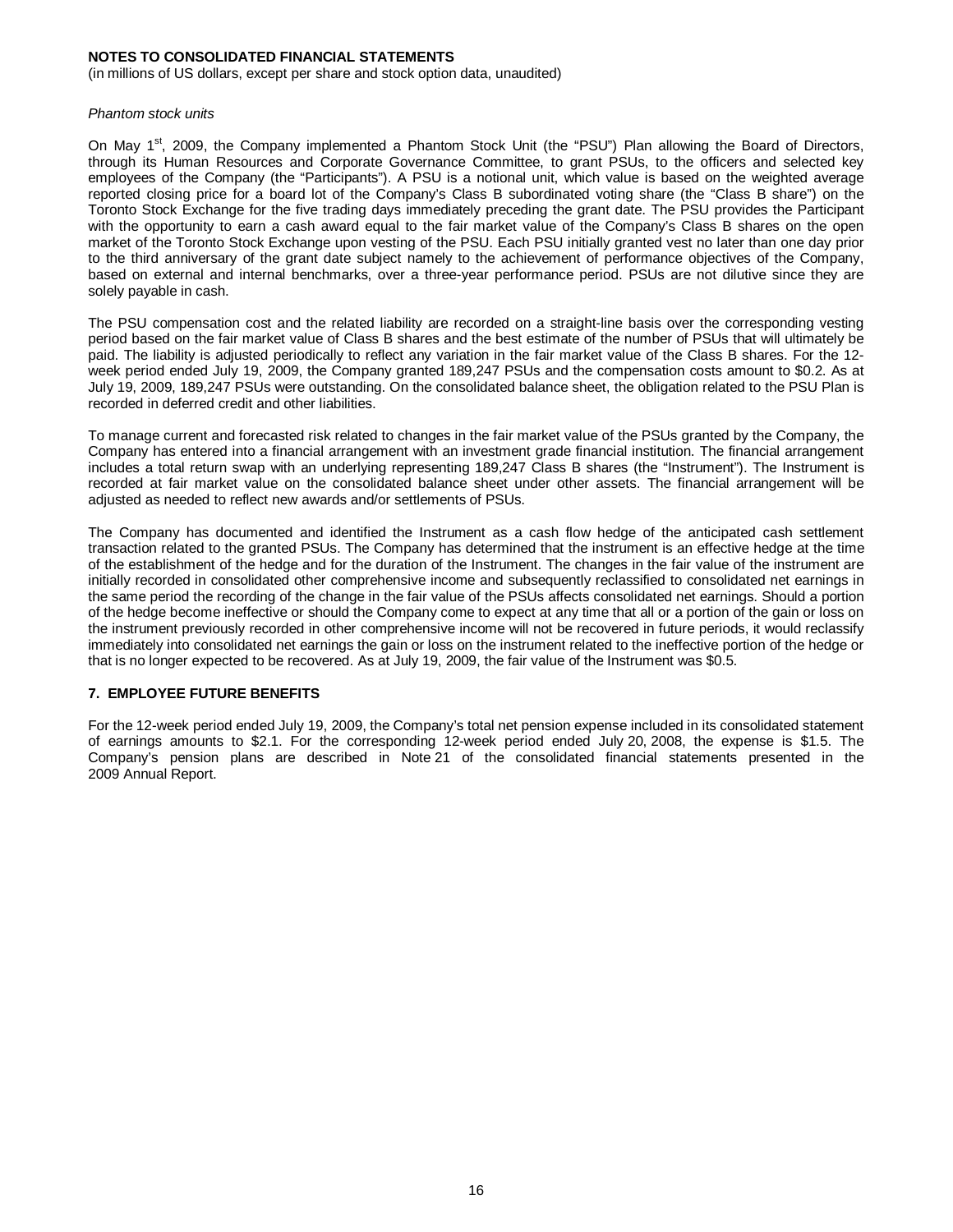**NOTES TO CONSOLIDATED FINANCIAL STATEMENTS**
(in millions of US dollars, except per share and stock option data, unaudited)

*Phantom stock units*

On May 1st, 2009, the Company implemented a Phantom Stock Unit (the "PSU") Plan allowing the Board of Directors, through its Human Resources and Corporate Governance Committee, to grant PSUs, to the officers and selected key employees of the Company (the "Participants"). A PSU is a notional unit, which value is based on the weighted average reported closing price for a board lot of the Company's Class B subordinated voting share (the "Class B share") on the Toronto Stock Exchange for the five trading days immediately preceding the grant date. The PSU provides the Participant with the opportunity to earn a cash award equal to the fair market value of the Company's Class B shares on the open market of the Toronto Stock Exchange upon vesting of the PSU. Each PSU initially granted vest no later than one day prior to the third anniversary of the grant date subject namely to the achievement of performance objectives of the Company, based on external and internal benchmarks, over a three-year performance period. PSUs are not dilutive since they are solely payable in cash.

The PSU compensation cost and the related liability are recorded on a straight-line basis over the corresponding vesting period based on the fair market value of Class B shares and the best estimate of the number of PSUs that will ultimately be paid. The liability is adjusted periodically to reflect any variation in the fair market value of the Class B shares. For the 12-week period ended July 19, 2009, the Company granted 189,247 PSUs and the compensation costs amount to $0.2. As at July 19, 2009, 189,247 PSUs were outstanding. On the consolidated balance sheet, the obligation related to the PSU Plan is recorded in deferred credit and other liabilities.

To manage current and forecasted risk related to changes in the fair market value of the PSUs granted by the Company, the Company has entered into a financial arrangement with an investment grade financial institution. The financial arrangement includes a total return swap with an underlying representing 189,247 Class B shares (the "Instrument"). The Instrument is recorded at fair market value on the consolidated balance sheet under other assets. The financial arrangement will be adjusted as needed to reflect new awards and/or settlements of PSUs.

The Company has documented and identified the Instrument as a cash flow hedge of the anticipated cash settlement transaction related to the granted PSUs. The Company has determined that the instrument is an effective hedge at the time of the establishment of the hedge and for the duration of the Instrument. The changes in the fair value of the instrument are initially recorded in consolidated other comprehensive income and subsequently reclassified to consolidated net earnings in the same period the recording of the change in the fair value of the PSUs affects consolidated net earnings. Should a portion of the hedge become ineffective or should the Company come to expect at any time that all or a portion of the gain or loss on the instrument previously recorded in other comprehensive income will not be recovered in future periods, it would reclassify immediately into consolidated net earnings the gain or loss on the instrument related to the ineffective portion of the hedge or that is no longer expected to be recovered. As at July 19, 2009, the fair value of the Instrument was $0.5.

## 7. EMPLOYEE FUTURE BENEFITS

For the 12-week period ended July 19, 2009, the Company's total net pension expense included in its consolidated statement of earnings amounts to $2.1. For the corresponding 12-week period ended July 20, 2008, the expense is $1.5. The Company's pension plans are described in Note 21 of the consolidated financial statements presented in the 2009 Annual Report.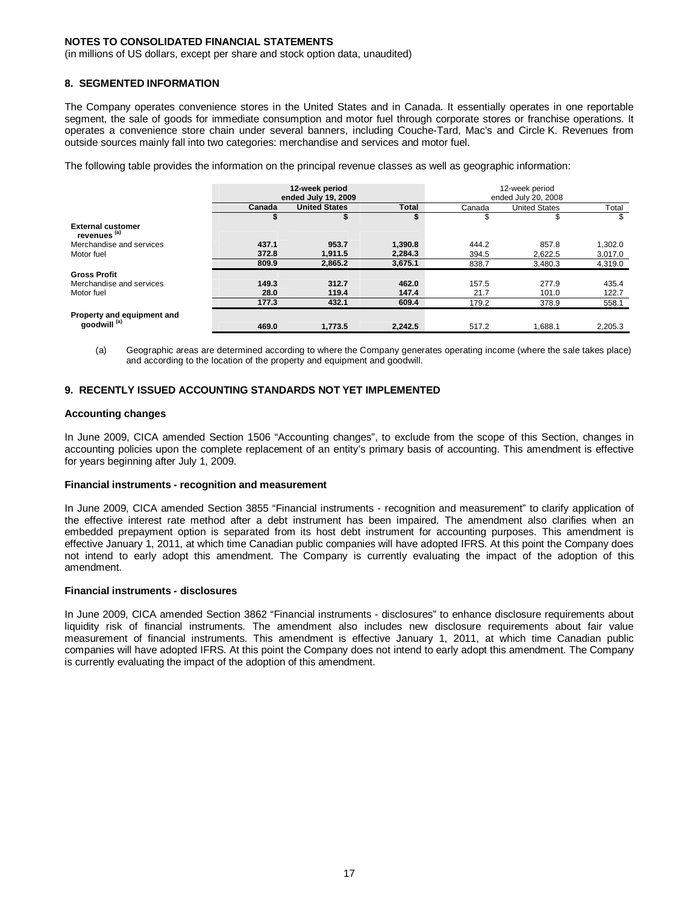**NOTES TO CONSOLIDATED FINANCIAL STATEMENTS**
(in millions of US dollars, except per share and stock option data, unaudited)

## 8. SEGMENTED INFORMATION

The Company operates convenience stores in the United States and in Canada. It essentially operates in one reportable segment, the sale of goods for immediate consumption and motor fuel through corporate stores or franchise operations. It operates a convenience store chain under several banners, including Couche-Tard, Mac's and Circle K. Revenues from outside sources mainly fall into two categories: merchandise and services and motor fuel.

The following table provides the information on the principal revenue classes as well as geographic information:

| | 12-week period ended July 19, 2009 | | | 12-week period ended July 20, 2008 | | |
|---|---|---|---|---|---|---|
| | **Canada** | **United States** | **Total** | Canada | United States | Total |
| | **$** | **$** | **$** | $ | $ | $ |
| **External customer revenues** [(a)] | | | | | | |
| Merchandise and services | **437.1** | **953.7** | **1,390.8** | 444.2 | 857.8 | 1,302.0 |
| Motor fuel | **372.8** | **1,911.5** | **2,284.3** | 394.5 | 2,622.5 | 3,017.0 |
| | **809.9** | **2,865.2** | **3,675.1** | 838.7 | 3,480.3 | 4,319.0 |
| **Gross Profit** | | | | | | |
| Merchandise and services | **149.3** | **312.7** | **462.0** | 157.5 | 277.9 | 435.4 |
| Motor fuel | **28.0** | **119.4** | **147.4** | 21.7 | 101.0 | 122.7 |
| | **177.3** | **432.1** | **609.4** | 179.2 | 378.9 | 558.1 |
| **Property and equipment and goodwill** [(a)] | **469.0** | **1,773.5** | **2,242.5** | 517.2 | 1,688.1 | 2,205.3 |

(a) Geographic areas are determined according to where the Company generates operating income (where the sale takes place) and according to the location of the property and equipment and goodwill.

## 9. RECENTLY ISSUED ACCOUNTING STANDARDS NOT YET IMPLEMENTED

### Accounting changes

In June 2009, CICA amended Section 1506 "Accounting changes", to exclude from the scope of this Section, changes in accounting policies upon the complete replacement of an entity's primary basis of accounting. This amendment is effective for years beginning after July 1, 2009.

### Financial instruments - recognition and measurement

In June 2009, CICA amended Section 3855 "Financial instruments - recognition and measurement" to clarify application of the effective interest rate method after a debt instrument has been impaired. The amendment also clarifies when an embedded prepayment option is separated from its host debt instrument for accounting purposes. This amendment is effective January 1, 2011, at which time Canadian public companies will have adopted IFRS. At this point the Company does not intend to early adopt this amendment. The Company is currently evaluating the impact of the adoption of this amendment.

### Financial instruments - disclosures

In June 2009, CICA amended Section 3862 "Financial instruments - disclosures" to enhance disclosure requirements about liquidity risk of financial instruments. The amendment also includes new disclosure requirements about fair value measurement of financial instruments. This amendment is effective January 1, 2011, at which time Canadian public companies will have adopted IFRS. At this point the Company does not intend to early adopt this amendment. The Company is currently evaluating the impact of the adoption of this amendment.